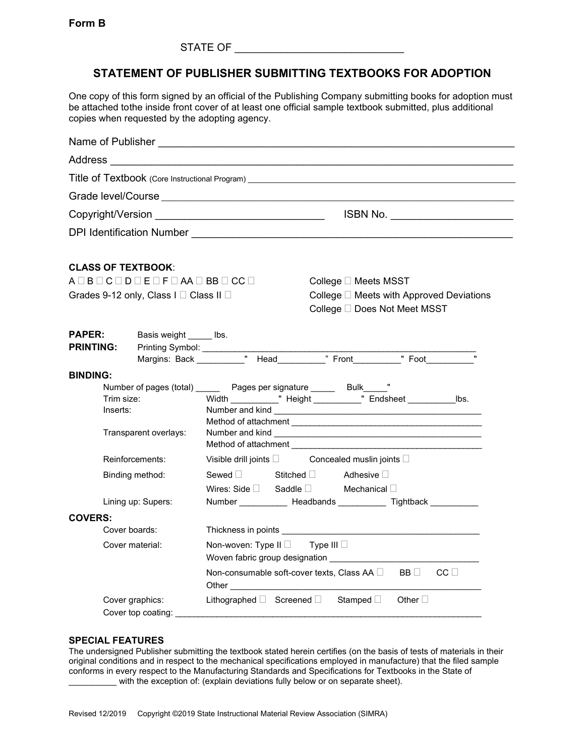**Form B**

STATE OF ___________________________

## STATEMENT OF PUBLISHER SUBMITTING TEXTBOOKS FOR ADOPTION

One copy of this form signed by an official of the Publishing Company submitting books for adoption must be attached tothe inside front cover of at least one official sample textbook submitted, plus additional copies when requested by the adopting agency.

Name of Publisher ___________________________________________________________

Address ___________________________________________________________________

Title of Textbook (Core Instructional Program) ____________________________________________

Grade level/Course __________________________________________________________

Copyright/Version ____________________________ ISBN No. ____________________

DPI Identification Number ____________________________________________________

**CLASS OF TEXTBOOK**:

A ☐ B ☐ C ☐ D ☐ E ☐ F ☐ AA ☐ BB ☐ CC ☐

Grades 9-12 only, Class I ☐ Class II ☐

College ☐ Meets MSST

College ☐ Meets with Approved Deviations

College ☐ Does Not Meet MSST

**PAPER:** Basis weight _____ lbs.

**PRINTING:** Printing Symbol: ________________________________________________________

Margins: Back _________" Head_________" Front_________" Foot_________"

**BINDING:**

Number of pages (total) _____ Pages per signature _____ Bulk_____"

Trim size: Width _________" Height _________" Endsheet _________lbs.

Inserts: Number and kind ________________________________________

Method of attachment ____________________________________

Transparent overlays: Number and kind ________________________________________

Method of attachment ____________________________________

Reinforcements: Visible drill joints ☐ Concealed muslin joints ☐

Binding method: Sewed ☐ Stitched ☐ Adhesive ☐

Wires: Side ☐ Saddle ☐ Mechanical ☐

Lining up: Supers: Number _________ Headbands _________ Tightback _________

**COVERS:**

Cover boards: Thickness in points ______________________________________

Cover material: Non-woven: Type II ☐ Type III ☐

Woven fabric group designation ______________________________

Non-consumable soft-cover texts, Class AA ☐ BB ☐ CC ☐

Other ___________________________________________________

Cover graphics: Lithographed ☐ Screened ☐ Stamped ☐ Other ☐

Cover top coating: ____________________________________________________________

**SPECIAL FEATURES**

The undersigned Publisher submitting the textbook stated herein certifies (on the basis of tests of materials in their original conditions and in respect to the mechanical specifications employed in manufacture) that the filed sample conforms in every respect to the Manufacturing Standards and Specifications for Textbooks in the State of __________ with the exception of: (explain deviations fully below or on separate sheet).

Revised 12/2019 Copyright ©2019 State Instructional Material Review Association (SIMRA)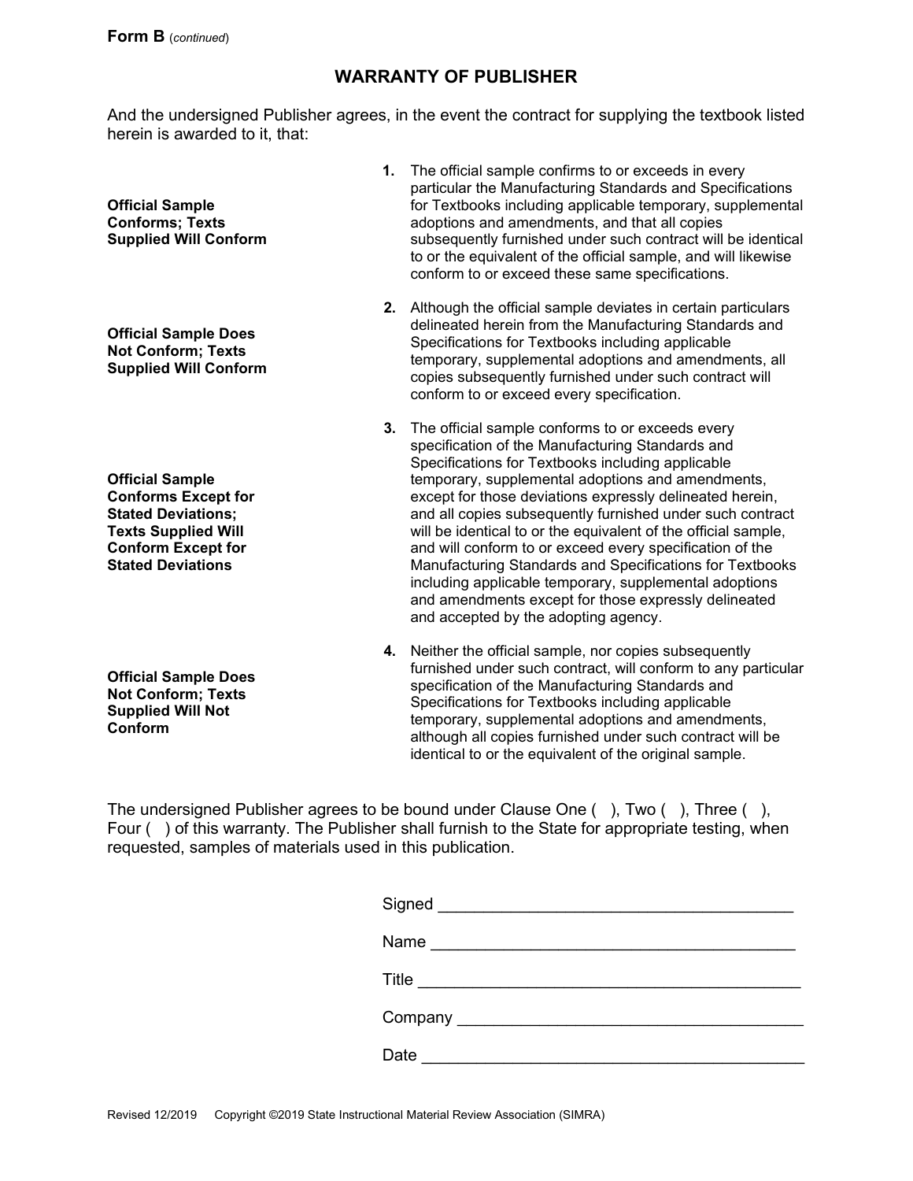**Form B** (*continued*)

## WARRANTY OF PUBLISHER

And the undersigned Publisher agrees, in the event the contract for supplying the textbook listed herein is awarded to it, that:

**Official Sample Conforms; Texts Supplied Will Conform**

1. The official sample confirms to or exceeds in every particular the Manufacturing Standards and Specifications for Textbooks including applicable temporary, supplemental adoptions and amendments, and that all copies subsequently furnished under such contract will be identical to or the equivalent of the official sample, and will likewise conform to or exceed these same specifications.

**Official Sample Does Not Conform; Texts Supplied Will Conform**

2. Although the official sample deviates in certain particulars delineated herein from the Manufacturing Standards and Specifications for Textbooks including applicable temporary, supplemental adoptions and amendments, all copies subsequently furnished under such contract will conform to or exceed every specification.

**Official Sample Conforms Except for Stated Deviations; Texts Supplied Will Conform Except for Stated Deviations**

3. The official sample conforms to or exceeds every specification of the Manufacturing Standards and Specifications for Textbooks including applicable temporary, supplemental adoptions and amendments, except for those deviations expressly delineated herein, and all copies subsequently furnished under such contract will be identical to or the equivalent of the official sample, and will conform to or exceed every specification of the Manufacturing Standards and Specifications for Textbooks including applicable temporary, supplemental adoptions and amendments except for those expressly delineated and accepted by the adopting agency.

**Official Sample Does Not Conform; Texts Supplied Will Not Conform**

4. Neither the official sample, nor copies subsequently furnished under such contract, will conform to any particular specification of the Manufacturing Standards and Specifications for Textbooks including applicable temporary, supplemental adoptions and amendments, although all copies furnished under such contract will be identical to or the equivalent of the original sample.

The undersigned Publisher agrees to be bound under Clause One ( ), Two ( ), Three ( ), Four ( ) of this warranty. The Publisher shall furnish to the State for appropriate testing, when requested, samples of materials used in this publication.

Signed ______________________________________

Name _______________________________________

Title ________________________________________

Company ____________________________________

Date ________________________________________

Revised 12/2019 Copyright ©2019 State Instructional Material Review Association (SIMRA)